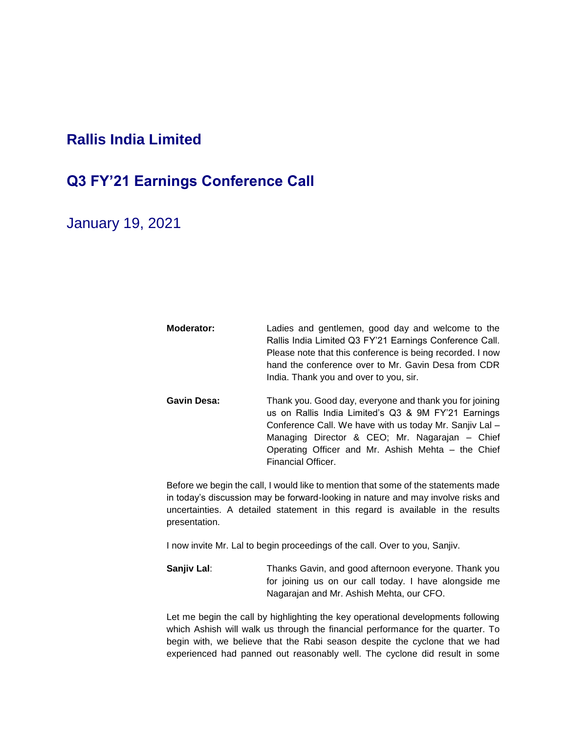# Rallis India Limited

## Q3 FY'21 Earnings Conference Call

January 19, 2021

**Moderator:** Ladies and gentlemen, good day and welcome to the Rallis India Limited Q3 FY'21 Earnings Conference Call. Please note that this conference is being recorded. I now hand the conference over to Mr. Gavin Desa from CDR India. Thank you and over to you, sir.

**Gavin Desa:** Thank you. Good day, everyone and thank you for joining us on Rallis India Limited's Q3 & 9M FY'21 Earnings Conference Call. We have with us today Mr. Sanjiv Lal – Managing Director & CEO; Mr. Nagarajan – Chief Operating Officer and Mr. Ashish Mehta – the Chief Financial Officer.

Before we begin the call, I would like to mention that some of the statements made in today's discussion may be forward-looking in nature and may involve risks and uncertainties. A detailed statement in this regard is available in the results presentation.

I now invite Mr. Lal to begin proceedings of the call. Over to you, Sanjiv.

**Sanjiv Lal**: Thanks Gavin, and good afternoon everyone. Thank you for joining us on our call today. I have alongside me Nagarajan and Mr. Ashish Mehta, our CFO.

Let me begin the call by highlighting the key operational developments following which Ashish will walk us through the financial performance for the quarter. To begin with, we believe that the Rabi season despite the cyclone that we had experienced had panned out reasonably well. The cyclone did result in some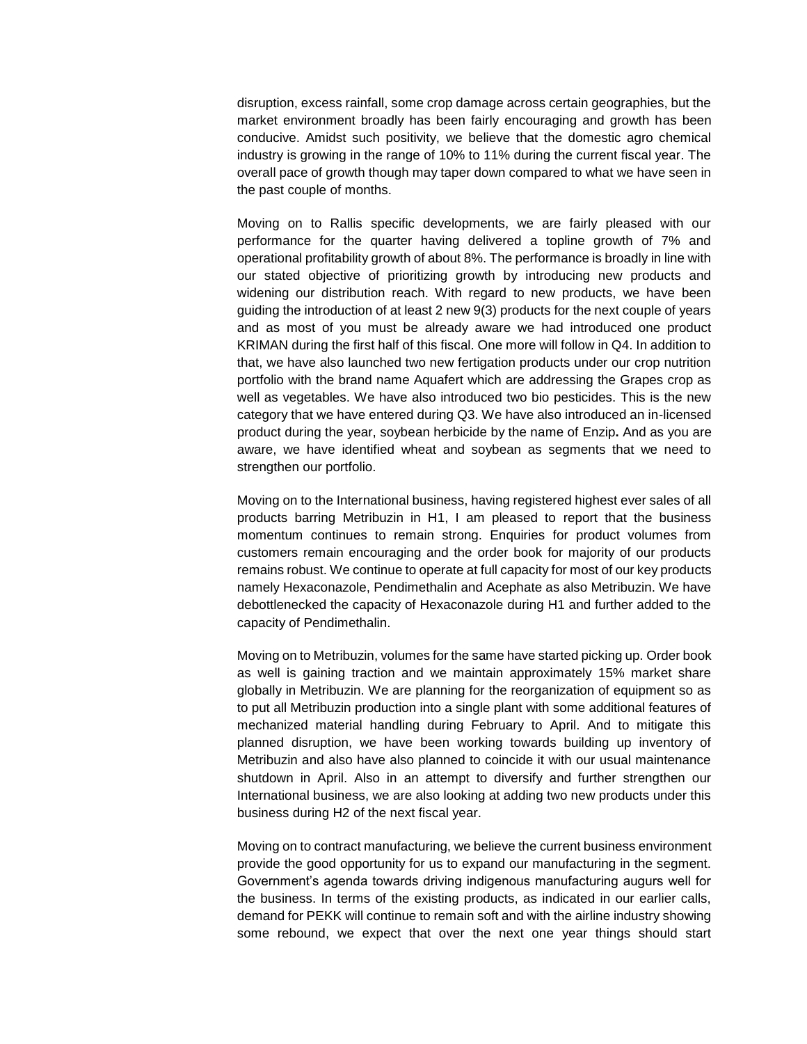disruption, excess rainfall, some crop damage across certain geographies, but the market environment broadly has been fairly encouraging and growth has been conducive. Amidst such positivity, we believe that the domestic agro chemical industry is growing in the range of 10% to 11% during the current fiscal year. The overall pace of growth though may taper down compared to what we have seen in the past couple of months.

Moving on to Rallis specific developments, we are fairly pleased with our performance for the quarter having delivered a topline growth of 7% and operational profitability growth of about 8%. The performance is broadly in line with our stated objective of prioritizing growth by introducing new products and widening our distribution reach. With regard to new products, we have been guiding the introduction of at least 2 new 9(3) products for the next couple of years and as most of you must be already aware we had introduced one product KRIMAN during the first half of this fiscal. One more will follow in Q4. In addition to that, we have also launched two new fertigation products under our crop nutrition portfolio with the brand name Aquafert which are addressing the Grapes crop as well as vegetables. We have also introduced two bio pesticides. This is the new category that we have entered during Q3. We have also introduced an in-licensed product during the year, soybean herbicide by the name of Enzip**.** And as you are aware, we have identified wheat and soybean as segments that we need to strengthen our portfolio.

Moving on to the International business, having registered highest ever sales of all products barring Metribuzin in H1, I am pleased to report that the business momentum continues to remain strong. Enquiries for product volumes from customers remain encouraging and the order book for majority of our products remains robust. We continue to operate at full capacity for most of our key products namely Hexaconazole, Pendimethalin and Acephate as also Metribuzin. We have debottlenecked the capacity of Hexaconazole during H1 and further added to the capacity of Pendimethalin.

Moving on to Metribuzin, volumes for the same have started picking up. Order book as well is gaining traction and we maintain approximately 15% market share globally in Metribuzin. We are planning for the reorganization of equipment so as to put all Metribuzin production into a single plant with some additional features of mechanized material handling during February to April. And to mitigate this planned disruption, we have been working towards building up inventory of Metribuzin and also have also planned to coincide it with our usual maintenance shutdown in April. Also in an attempt to diversify and further strengthen our International business, we are also looking at adding two new products under this business during H2 of the next fiscal year.

Moving on to contract manufacturing, we believe the current business environment provide the good opportunity for us to expand our manufacturing in the segment. Government's agenda towards driving indigenous manufacturing augurs well for the business. In terms of the existing products, as indicated in our earlier calls, demand for PEKK will continue to remain soft and with the airline industry showing some rebound, we expect that over the next one year things should start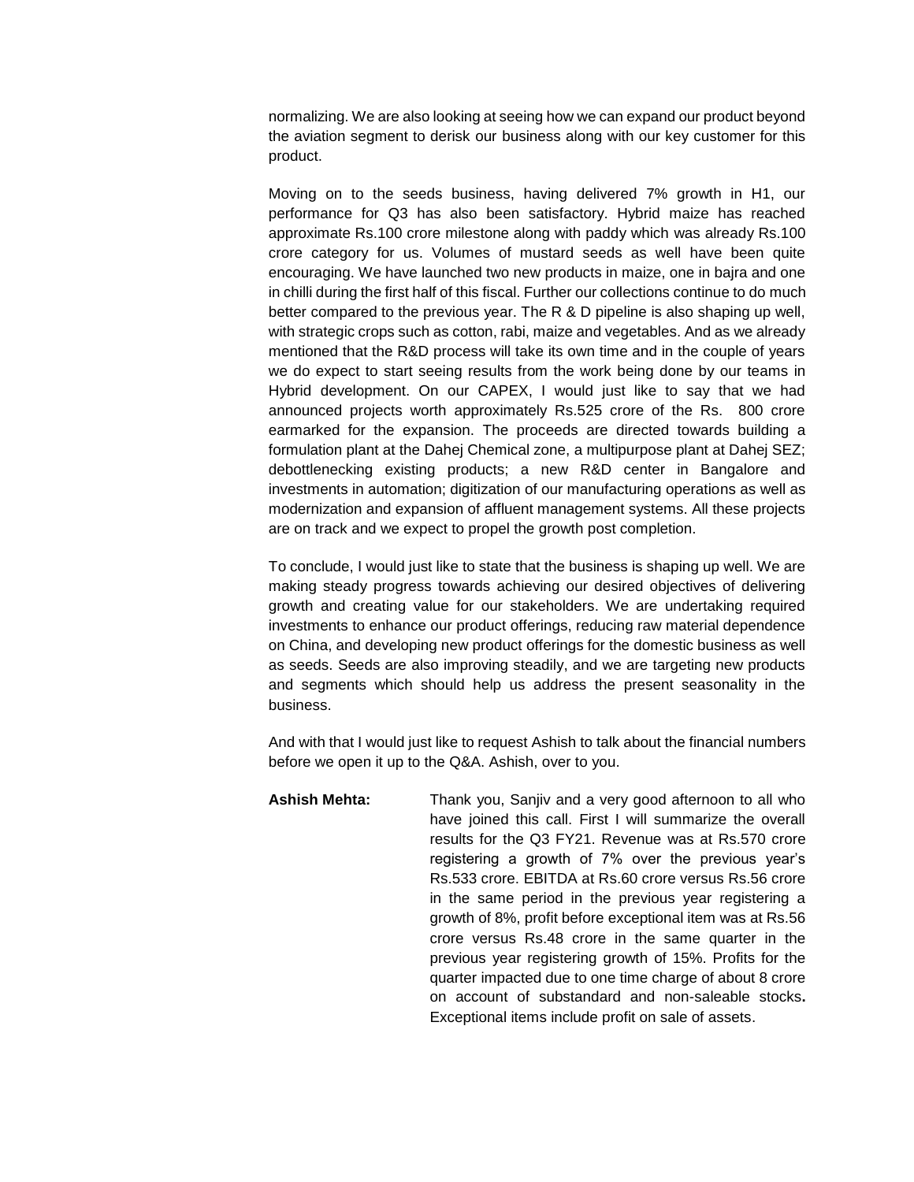normalizing. We are also looking at seeing how we can expand our product beyond the aviation segment to derisk our business along with our key customer for this product.

Moving on to the seeds business, having delivered 7% growth in H1, our performance for Q3 has also been satisfactory. Hybrid maize has reached approximate Rs.100 crore milestone along with paddy which was already Rs.100 crore category for us. Volumes of mustard seeds as well have been quite encouraging. We have launched two new products in maize, one in bajra and one in chilli during the first half of this fiscal. Further our collections continue to do much better compared to the previous year. The R & D pipeline is also shaping up well, with strategic crops such as cotton, rabi, maize and vegetables. And as we already mentioned that the R&D process will take its own time and in the couple of years we do expect to start seeing results from the work being done by our teams in Hybrid development. On our CAPEX, I would just like to say that we had announced projects worth approximately Rs.525 crore of the Rs. 800 crore earmarked for the expansion. The proceeds are directed towards building a formulation plant at the Dahej Chemical zone, a multipurpose plant at Dahej SEZ; debottlenecking existing products; a new R&D center in Bangalore and investments in automation; digitization of our manufacturing operations as well as modernization and expansion of affluent management systems. All these projects are on track and we expect to propel the growth post completion.

To conclude, I would just like to state that the business is shaping up well. We are making steady progress towards achieving our desired objectives of delivering growth and creating value for our stakeholders. We are undertaking required investments to enhance our product offerings, reducing raw material dependence on China, and developing new product offerings for the domestic business as well as seeds. Seeds are also improving steadily, and we are targeting new products and segments which should help us address the present seasonality in the business.

And with that I would just like to request Ashish to talk about the financial numbers before we open it up to the Q&A. Ashish, over to you.

**Ashish Mehta:** Thank you, Sanjiv and a very good afternoon to all who have joined this call. First I will summarize the overall results for the Q3 FY21. Revenue was at Rs.570 crore registering a growth of 7% over the previous year's Rs.533 crore. EBITDA at Rs.60 crore versus Rs.56 crore in the same period in the previous year registering a growth of 8%, profit before exceptional item was at Rs.56 crore versus Rs.48 crore in the same quarter in the previous year registering growth of 15%. Profits for the quarter impacted due to one time charge of about 8 crore on account of substandard and non-saleable stocks**.** Exceptional items include profit on sale of assets.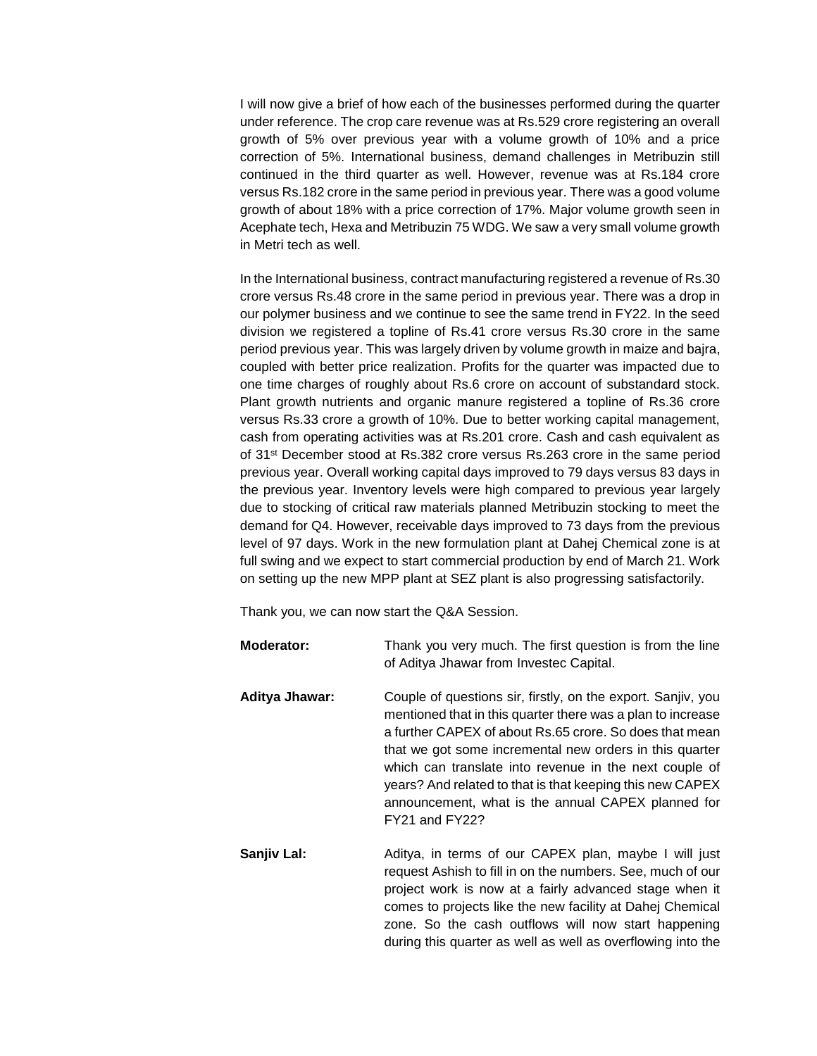I will now give a brief of how each of the businesses performed during the quarter under reference. The crop care revenue was at Rs.529 crore registering an overall growth of 5% over previous year with a volume growth of 10% and a price correction of 5%. International business, demand challenges in Metribuzin still continued in the third quarter as well. However, revenue was at Rs.184 crore versus Rs.182 crore in the same period in previous year. There was a good volume growth of about 18% with a price correction of 17%. Major volume growth seen in Acephate tech, Hexa and Metribuzin 75 WDG. We saw a very small volume growth in Metri tech as well.

In the International business, contract manufacturing registered a revenue of Rs.30 crore versus Rs.48 crore in the same period in previous year. There was a drop in our polymer business and we continue to see the same trend in FY22. In the seed division we registered a topline of Rs.41 crore versus Rs.30 crore in the same period previous year. This was largely driven by volume growth in maize and bajra, coupled with better price realization. Profits for the quarter was impacted due to one time charges of roughly about Rs.6 crore on account of substandard stock. Plant growth nutrients and organic manure registered a topline of Rs.36 crore versus Rs.33 crore a growth of 10%. Due to better working capital management, cash from operating activities was at Rs.201 crore. Cash and cash equivalent as of 31st December stood at Rs.382 crore versus Rs.263 crore in the same period previous year. Overall working capital days improved to 79 days versus 83 days in the previous year. Inventory levels were high compared to previous year largely due to stocking of critical raw materials planned Metribuzin stocking to meet the demand for Q4. However, receivable days improved to 73 days from the previous level of 97 days. Work in the new formulation plant at Dahej Chemical zone is at full swing and we expect to start commercial production by end of March 21. Work on setting up the new MPP plant at SEZ plant is also progressing satisfactorily.

Thank you, we can now start the Q&A Session.

**Moderator:** Thank you very much. The first question is from the line of Aditya Jhawar from Investec Capital.

**Aditya Jhawar:** Couple of questions sir, firstly, on the export. Sanjiv, you mentioned that in this quarter there was a plan to increase a further CAPEX of about Rs.65 crore. So does that mean that we got some incremental new orders in this quarter which can translate into revenue in the next couple of years? And related to that is that keeping this new CAPEX announcement, what is the annual CAPEX planned for FY21 and FY22?

**Sanjiv Lal:** Aditya, in terms of our CAPEX plan, maybe I will just request Ashish to fill in on the numbers. See, much of our project work is now at a fairly advanced stage when it comes to projects like the new facility at Dahej Chemical zone. So the cash outflows will now start happening during this quarter as well as well as overflowing into the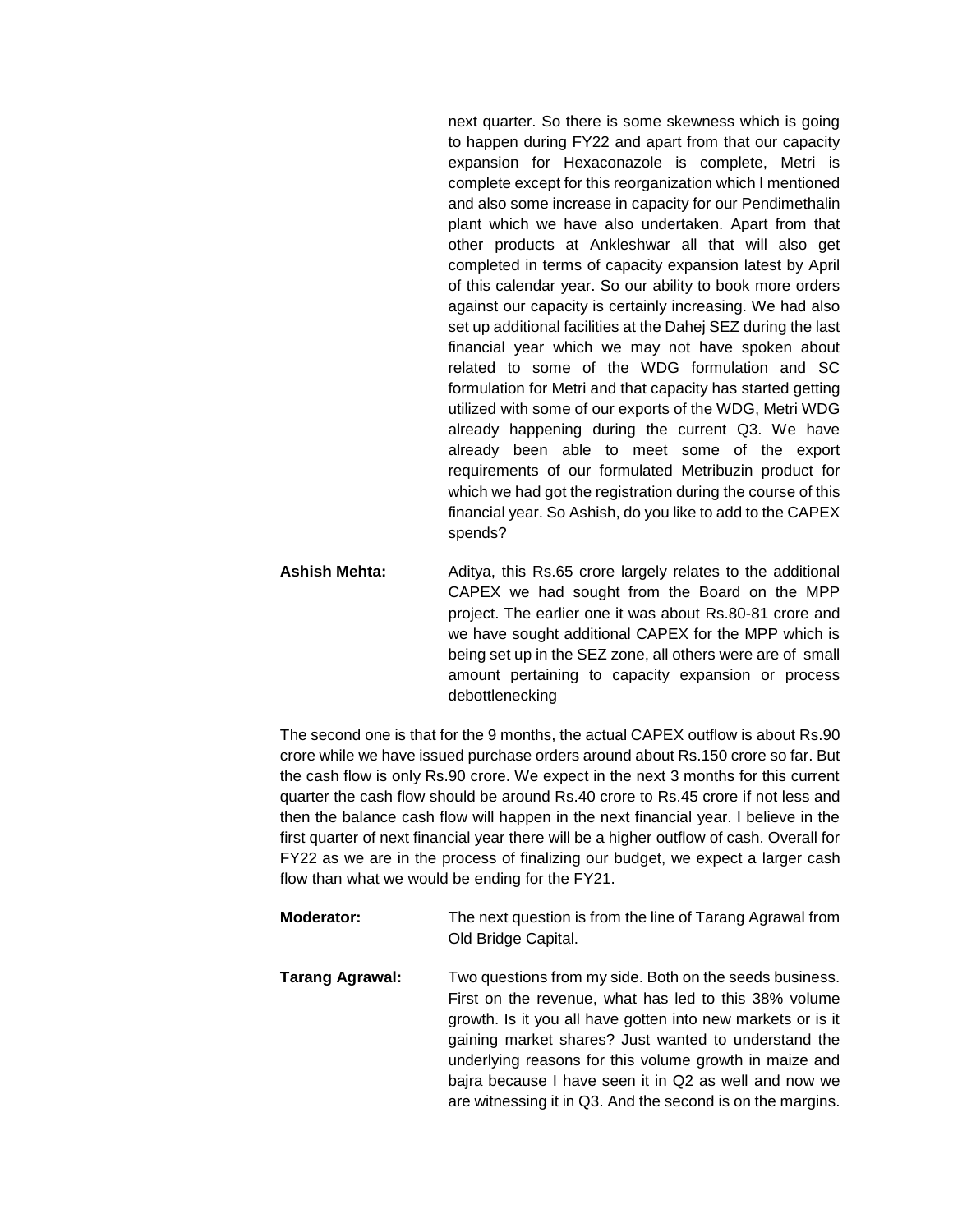next quarter. So there is some skewness which is going to happen during FY22 and apart from that our capacity expansion for Hexaconazole is complete, Metri is complete except for this reorganization which I mentioned and also some increase in capacity for our Pendimethalin plant which we have also undertaken. Apart from that other products at Ankleshwar all that will also get completed in terms of capacity expansion latest by April of this calendar year. So our ability to book more orders against our capacity is certainly increasing. We had also set up additional facilities at the Dahej SEZ during the last financial year which we may not have spoken about related to some of the WDG formulation and SC formulation for Metri and that capacity has started getting utilized with some of our exports of the WDG, Metri WDG already happening during the current Q3. We have already been able to meet some of the export requirements of our formulated Metribuzin product for which we had got the registration during the course of this financial year. So Ashish, do you like to add to the CAPEX spends?

**Ashish Mehta:** Aditya, this Rs.65 crore largely relates to the additional CAPEX we had sought from the Board on the MPP project. The earlier one it was about Rs.80-81 crore and we have sought additional CAPEX for the MPP which is being set up in the SEZ zone, all others were are of small amount pertaining to capacity expansion or process debottlenecking

The second one is that for the 9 months, the actual CAPEX outflow is about Rs.90 crore while we have issued purchase orders around about Rs.150 crore so far. But the cash flow is only Rs.90 crore. We expect in the next 3 months for this current quarter the cash flow should be around Rs.40 crore to Rs.45 crore if not less and then the balance cash flow will happen in the next financial year. I believe in the first quarter of next financial year there will be a higher outflow of cash. Overall for FY22 as we are in the process of finalizing our budget, we expect a larger cash flow than what we would be ending for the FY21.

**Moderator:** The next question is from the line of Tarang Agrawal from Old Bridge Capital.

**Tarang Agrawal:** Two questions from my side. Both on the seeds business. First on the revenue, what has led to this 38% volume growth. Is it you all have gotten into new markets or is it gaining market shares? Just wanted to understand the underlying reasons for this volume growth in maize and bajra because I have seen it in Q2 as well and now we are witnessing it in Q3. And the second is on the margins.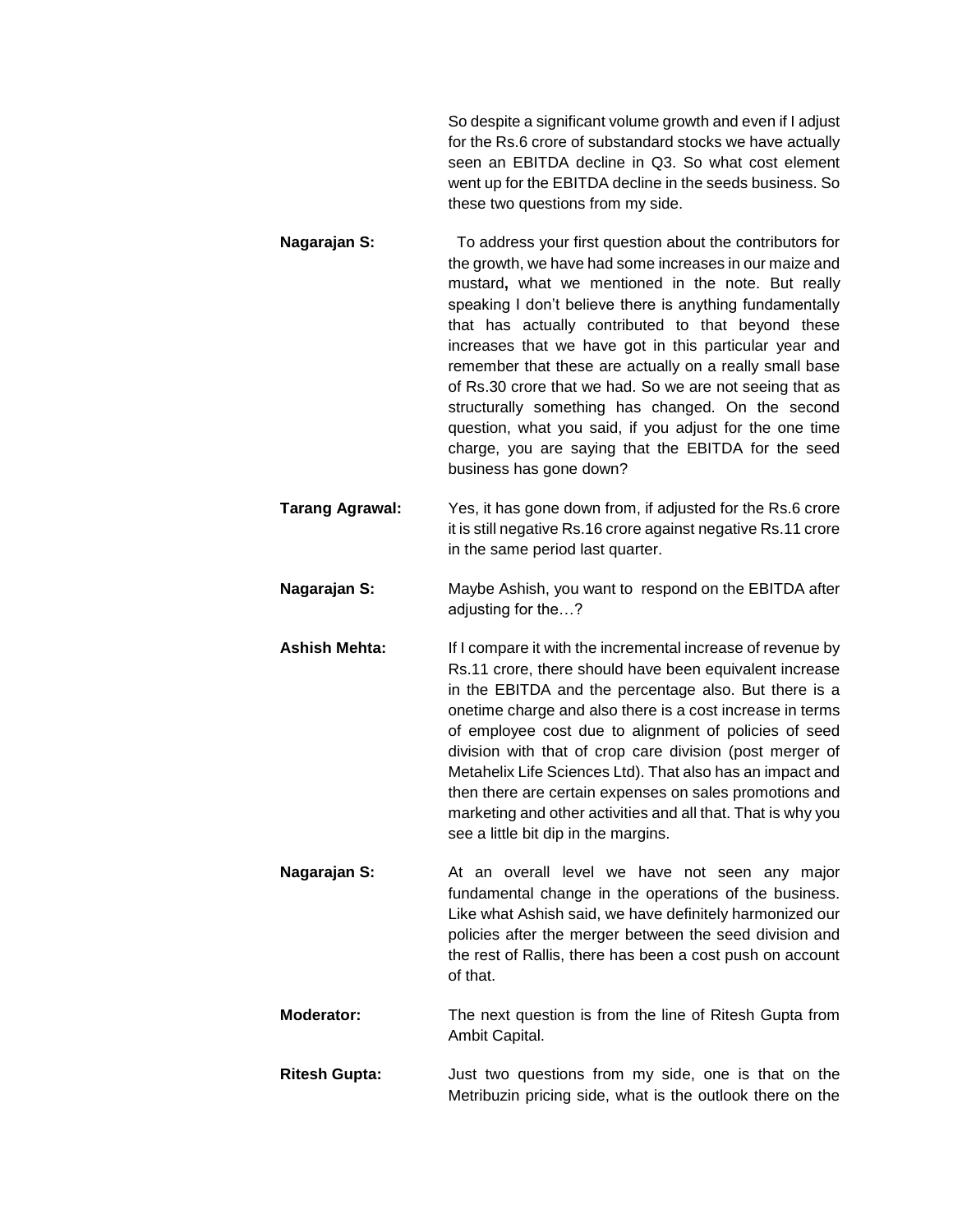So despite a significant volume growth and even if I adjust for the Rs.6 crore of substandard stocks we have actually seen an EBITDA decline in Q3. So what cost element went up for the EBITDA decline in the seeds business. So these two questions from my side.

**Nagarajan S:** To address your first question about the contributors for the growth, we have had some increases in our maize and mustard**,** what we mentioned in the note. But really speaking I don't believe there is anything fundamentally that has actually contributed to that beyond these increases that we have got in this particular year and remember that these are actually on a really small base of Rs.30 crore that we had. So we are not seeing that as structurally something has changed. On the second question, what you said, if you adjust for the one time charge, you are saying that the EBITDA for the seed business has gone down?

**Tarang Agrawal:** Yes, it has gone down from, if adjusted for the Rs.6 crore it is still negative Rs.16 crore against negative Rs.11 crore in the same period last quarter.

**Nagarajan S:** Maybe Ashish, you want to respond on the EBITDA after adjusting for the…?

**Ashish Mehta:** If I compare it with the incremental increase of revenue by Rs.11 crore, there should have been equivalent increase in the EBITDA and the percentage also. But there is a onetime charge and also there is a cost increase in terms of employee cost due to alignment of policies of seed division with that of crop care division (post merger of Metahelix Life Sciences Ltd). That also has an impact and then there are certain expenses on sales promotions and marketing and other activities and all that. That is why you see a little bit dip in the margins.

**Nagarajan S:** At an overall level we have not seen any major fundamental change in the operations of the business. Like what Ashish said, we have definitely harmonized our policies after the merger between the seed division and the rest of Rallis, there has been a cost push on account of that.

**Moderator:** The next question is from the line of Ritesh Gupta from Ambit Capital.

**Ritesh Gupta:** Just two questions from my side, one is that on the Metribuzin pricing side, what is the outlook there on the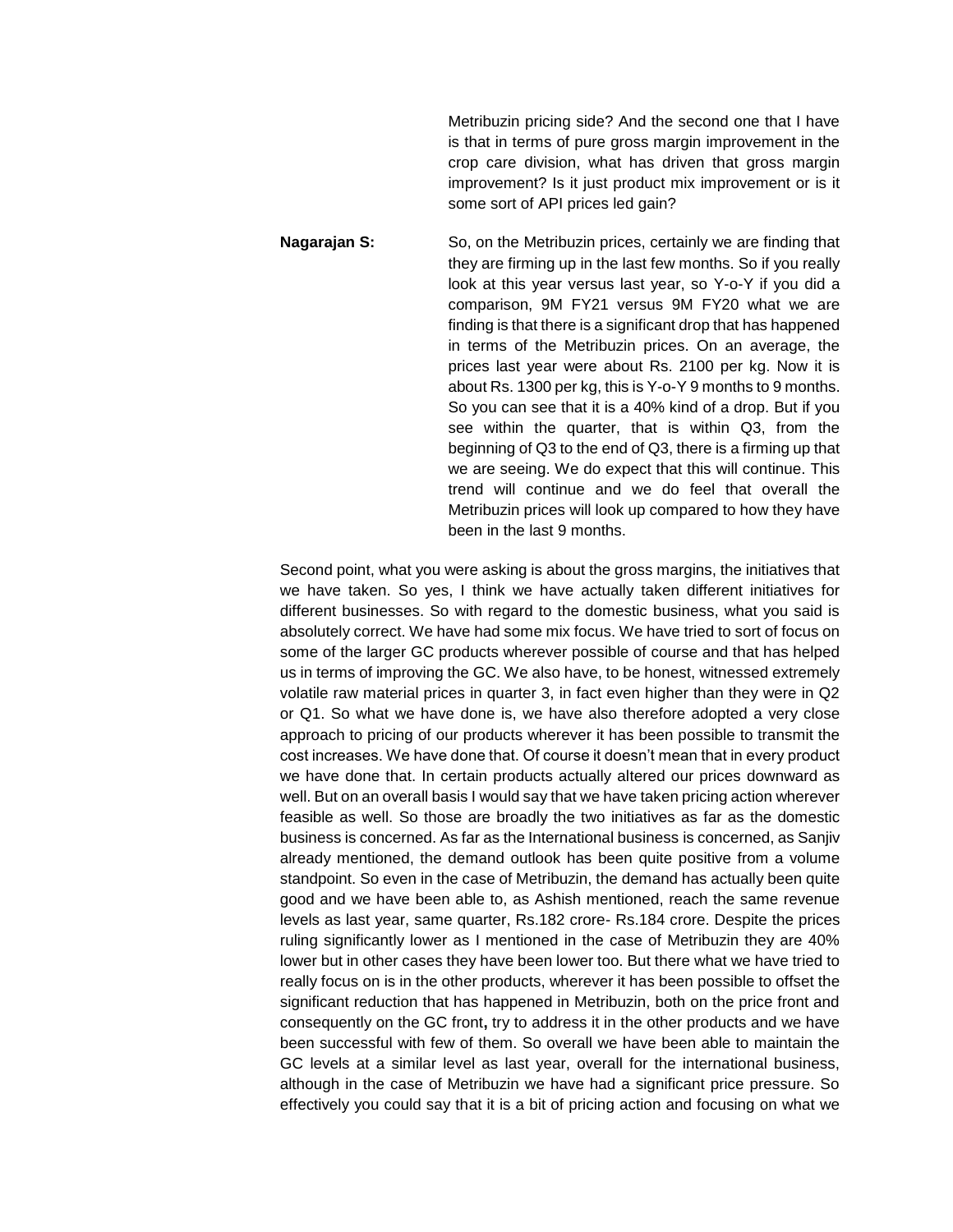Metribuzin pricing side? And the second one that I have is that in terms of pure gross margin improvement in the crop care division, what has driven that gross margin improvement? Is it just product mix improvement or is it some sort of API prices led gain?

**Nagarajan S:** So, on the Metribuzin prices, certainly we are finding that they are firming up in the last few months. So if you really look at this year versus last year, so Y-o-Y if you did a comparison, 9M FY21 versus 9M FY20 what we are finding is that there is a significant drop that has happened in terms of the Metribuzin prices. On an average, the prices last year were about Rs. 2100 per kg. Now it is about Rs. 1300 per kg, this is Y-o-Y 9 months to 9 months. So you can see that it is a 40% kind of a drop. But if you see within the quarter, that is within Q3, from the beginning of Q3 to the end of Q3, there is a firming up that we are seeing. We do expect that this will continue. This trend will continue and we do feel that overall the Metribuzin prices will look up compared to how they have been in the last 9 months.

Second point, what you were asking is about the gross margins, the initiatives that we have taken. So yes, I think we have actually taken different initiatives for different businesses. So with regard to the domestic business, what you said is absolutely correct. We have had some mix focus. We have tried to sort of focus on some of the larger GC products wherever possible of course and that has helped us in terms of improving the GC. We also have, to be honest, witnessed extremely volatile raw material prices in quarter 3, in fact even higher than they were in Q2 or Q1. So what we have done is, we have also therefore adopted a very close approach to pricing of our products wherever it has been possible to transmit the cost increases. We have done that. Of course it doesn't mean that in every product we have done that. In certain products actually altered our prices downward as well. But on an overall basis I would say that we have taken pricing action wherever feasible as well. So those are broadly the two initiatives as far as the domestic business is concerned. As far as the International business is concerned, as Sanjiv already mentioned, the demand outlook has been quite positive from a volume standpoint. So even in the case of Metribuzin, the demand has actually been quite good and we have been able to, as Ashish mentioned, reach the same revenue levels as last year, same quarter, Rs.182 crore- Rs.184 crore. Despite the prices ruling significantly lower as I mentioned in the case of Metribuzin they are 40% lower but in other cases they have been lower too. But there what we have tried to really focus on is in the other products, wherever it has been possible to offset the significant reduction that has happened in Metribuzin, both on the price front and consequently on the GC front, try to address it in the other products and we have been successful with few of them. So overall we have been able to maintain the GC levels at a similar level as last year, overall for the international business, although in the case of Metribuzin we have had a significant price pressure. So effectively you could say that it is a bit of pricing action and focusing on what we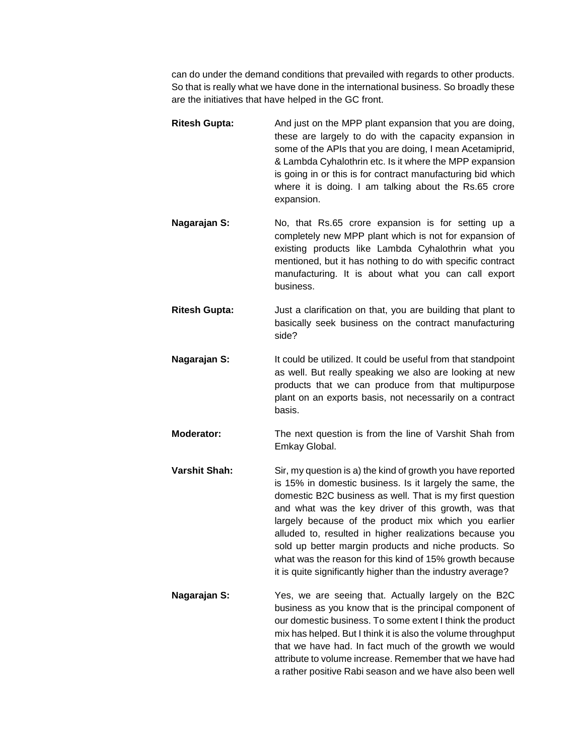can do under the demand conditions that prevailed with regards to other products. So that is really what we have done in the international business. So broadly these are the initiatives that have helped in the GC front.

**Ritesh Gupta:** And just on the MPP plant expansion that you are doing, these are largely to do with the capacity expansion in some of the APIs that you are doing, I mean Acetamiprid, & Lambda Cyhalothrin etc. Is it where the MPP expansion is going in or this is for contract manufacturing bid which where it is doing. I am talking about the Rs.65 crore expansion.

**Nagarajan S:** No, that Rs.65 crore expansion is for setting up a completely new MPP plant which is not for expansion of existing products like Lambda Cyhalothrin what you mentioned, but it has nothing to do with specific contract manufacturing. It is about what you can call export business.

**Ritesh Gupta:** Just a clarification on that, you are building that plant to basically seek business on the contract manufacturing side?

**Nagarajan S:** It could be utilized. It could be useful from that standpoint as well. But really speaking we also are looking at new products that we can produce from that multipurpose plant on an exports basis, not necessarily on a contract basis.

**Moderator:** The next question is from the line of Varshit Shah from Emkay Global.

**Varshit Shah:** Sir, my question is a) the kind of growth you have reported is 15% in domestic business. Is it largely the same, the domestic B2C business as well. That is my first question and what was the key driver of this growth, was that largely because of the product mix which you earlier alluded to, resulted in higher realizations because you sold up better margin products and niche products. So what was the reason for this kind of 15% growth because it is quite significantly higher than the industry average?

**Nagarajan S:** Yes, we are seeing that. Actually largely on the B2C business as you know that is the principal component of our domestic business. To some extent I think the product mix has helped. But I think it is also the volume throughput that we have had. In fact much of the growth we would attribute to volume increase. Remember that we have had a rather positive Rabi season and we have also been well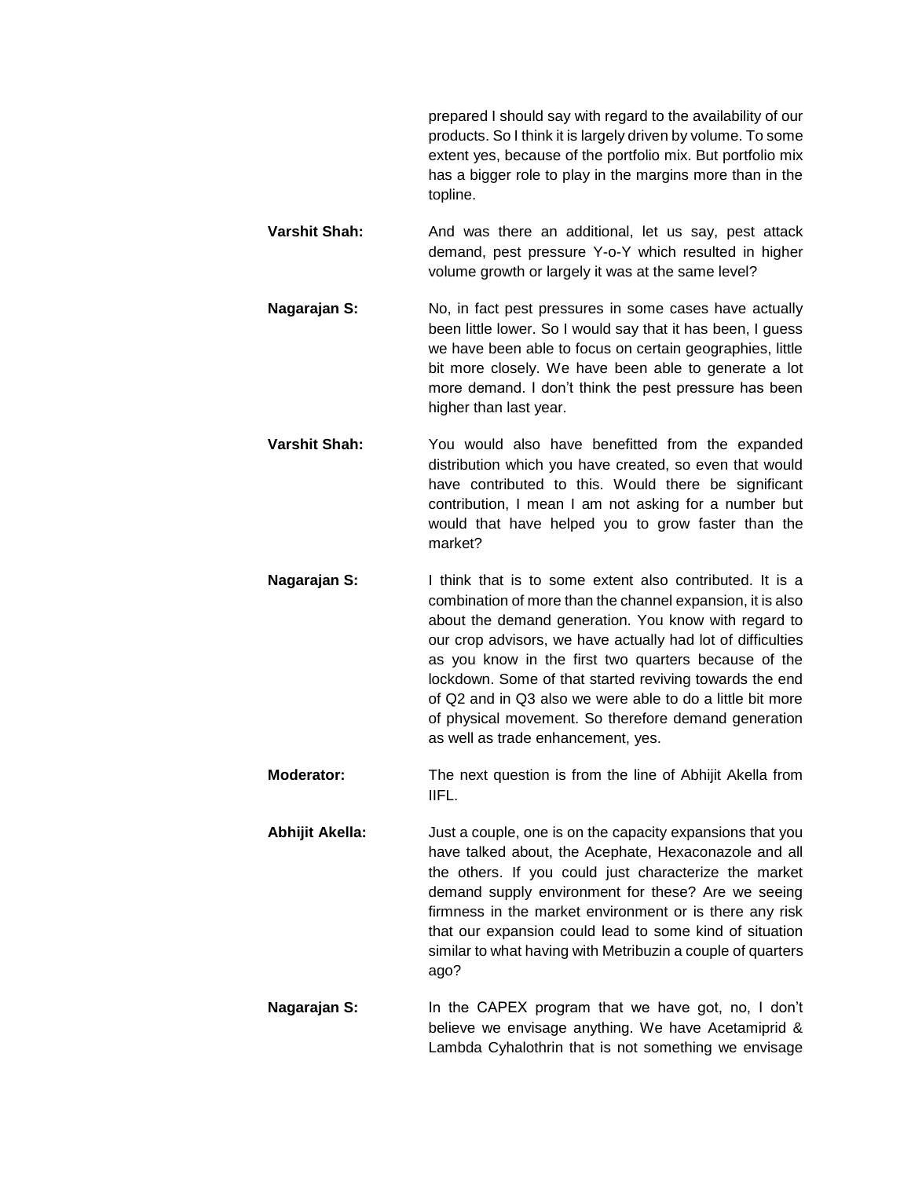prepared I should say with regard to the availability of our products. So I think it is largely driven by volume. To some extent yes, because of the portfolio mix. But portfolio mix has a bigger role to play in the margins more than in the topline.

**Varshit Shah:** And was there an additional, let us say, pest attack demand, pest pressure Y-o-Y which resulted in higher volume growth or largely it was at the same level?

**Nagarajan S:** No, in fact pest pressures in some cases have actually been little lower. So I would say that it has been, I guess we have been able to focus on certain geographies, little bit more closely. We have been able to generate a lot more demand. I don't think the pest pressure has been higher than last year.

**Varshit Shah:** You would also have benefitted from the expanded distribution which you have created, so even that would have contributed to this. Would there be significant contribution, I mean I am not asking for a number but would that have helped you to grow faster than the market?

**Nagarajan S:** I think that is to some extent also contributed. It is a combination of more than the channel expansion, it is also about the demand generation. You know with regard to our crop advisors, we have actually had lot of difficulties as you know in the first two quarters because of the lockdown. Some of that started reviving towards the end of Q2 and in Q3 also we were able to do a little bit more of physical movement. So therefore demand generation as well as trade enhancement, yes.

**Moderator:** The next question is from the line of Abhijit Akella from IIFL.

**Abhijit Akella:** Just a couple, one is on the capacity expansions that you have talked about, the Acephate, Hexaconazole and all the others. If you could just characterize the market demand supply environment for these? Are we seeing firmness in the market environment or is there any risk that our expansion could lead to some kind of situation similar to what having with Metribuzin a couple of quarters ago?

**Nagarajan S:** In the CAPEX program that we have got, no, I don't believe we envisage anything. We have Acetamiprid & Lambda Cyhalothrin that is not something we envisage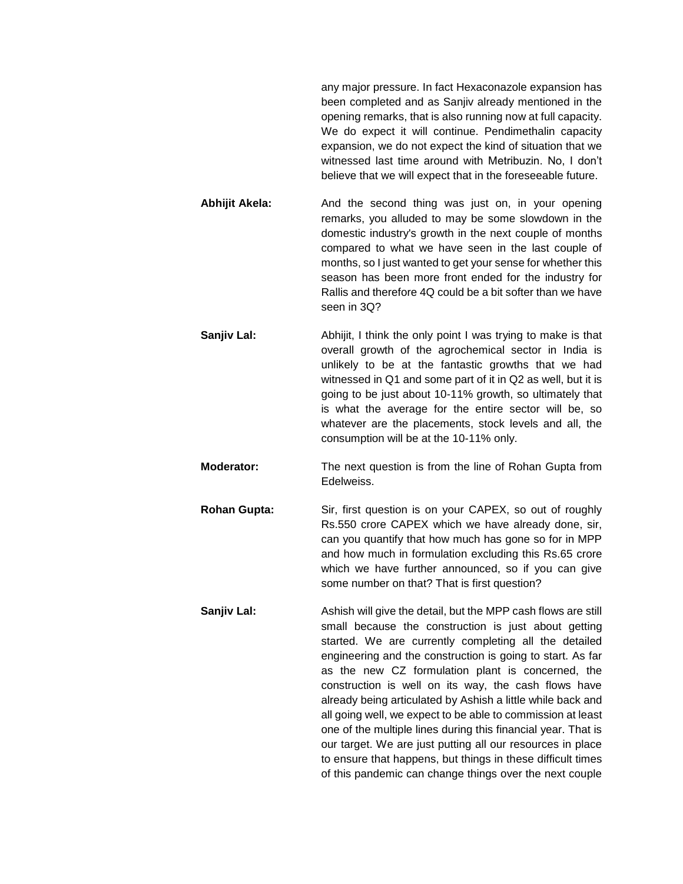any major pressure. In fact Hexaconazole expansion has been completed and as Sanjiv already mentioned in the opening remarks, that is also running now at full capacity. We do expect it will continue. Pendimethalin capacity expansion, we do not expect the kind of situation that we witnessed last time around with Metribuzin. No, I don't believe that we will expect that in the foreseeable future.

**Abhijit Akela:** And the second thing was just on, in your opening remarks, you alluded to may be some slowdown in the domestic industry's growth in the next couple of months compared to what we have seen in the last couple of months, so I just wanted to get your sense for whether this season has been more front ended for the industry for Rallis and therefore 4Q could be a bit softer than we have seen in 3Q?

**Sanjiv Lal:** Abhijit, I think the only point I was trying to make is that overall growth of the agrochemical sector in India is unlikely to be at the fantastic growths that we had witnessed in Q1 and some part of it in Q2 as well, but it is going to be just about 10-11% growth, so ultimately that is what the average for the entire sector will be, so whatever are the placements, stock levels and all, the consumption will be at the 10-11% only.

**Moderator:** The next question is from the line of Rohan Gupta from Edelweiss.

**Rohan Gupta:** Sir, first question is on your CAPEX, so out of roughly Rs.550 crore CAPEX which we have already done, sir, can you quantify that how much has gone so for in MPP and how much in formulation excluding this Rs.65 crore which we have further announced, so if you can give some number on that? That is first question?

**Sanjiv Lal:** Ashish will give the detail, but the MPP cash flows are still small because the construction is just about getting started. We are currently completing all the detailed engineering and the construction is going to start. As far as the new CZ formulation plant is concerned, the construction is well on its way, the cash flows have already being articulated by Ashish a little while back and all going well, we expect to be able to commission at least one of the multiple lines during this financial year. That is our target. We are just putting all our resources in place to ensure that happens, but things in these difficult times of this pandemic can change things over the next couple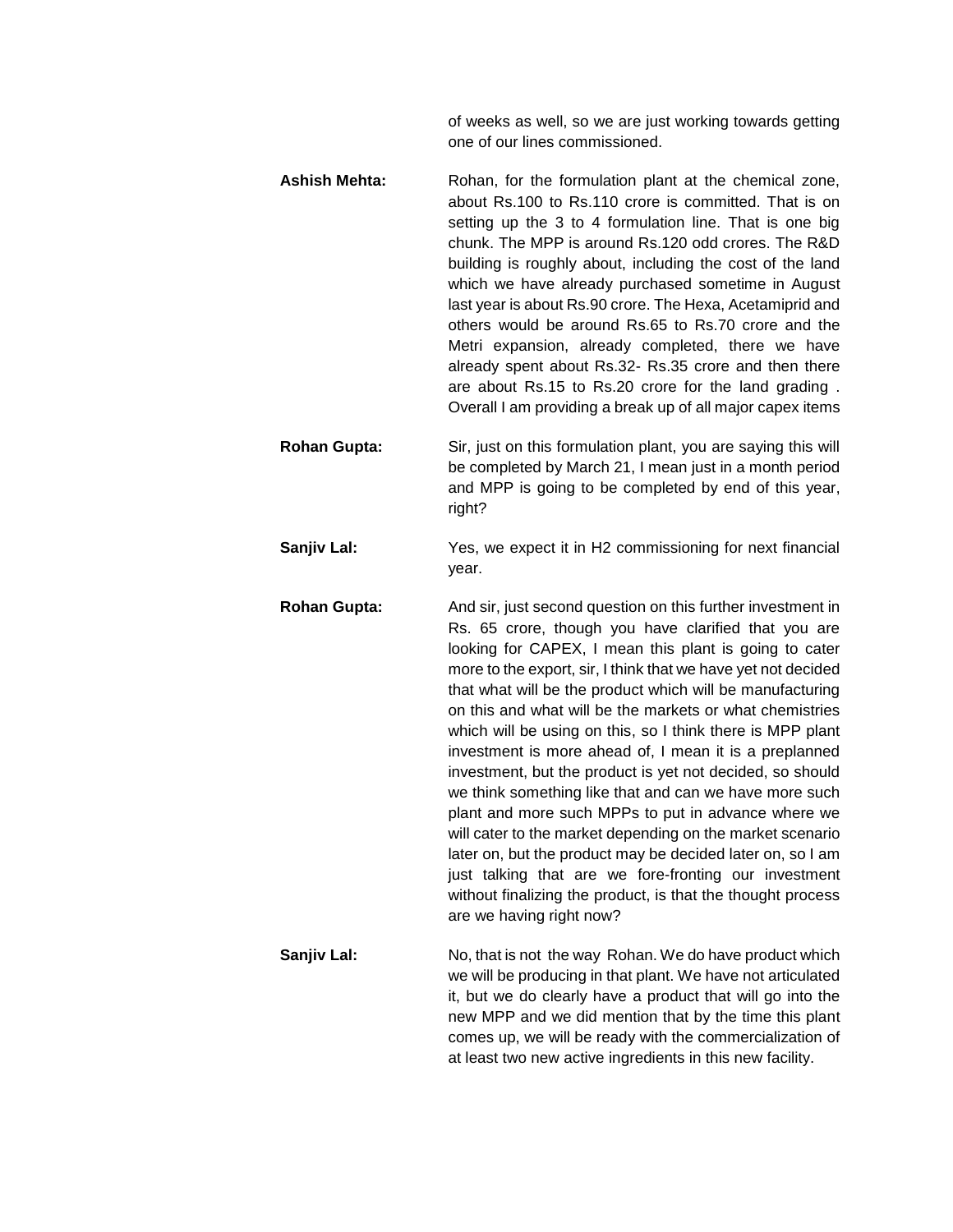of weeks as well, so we are just working towards getting one of our lines commissioned.

**Ashish Mehta:** Rohan, for the formulation plant at the chemical zone, about Rs.100 to Rs.110 crore is committed. That is on setting up the 3 to 4 formulation line. That is one big chunk. The MPP is around Rs.120 odd crores. The R&D building is roughly about, including the cost of the land which we have already purchased sometime in August last year is about Rs.90 crore. The Hexa, Acetamiprid and others would be around Rs.65 to Rs.70 crore and the Metri expansion, already completed, there we have already spent about Rs.32- Rs.35 crore and then there are about Rs.15 to Rs.20 crore for the land grading . Overall I am providing a break up of all major capex items

**Rohan Gupta:** Sir, just on this formulation plant, you are saying this will be completed by March 21, I mean just in a month period and MPP is going to be completed by end of this year, right?

**Sanjiv Lal:** Yes, we expect it in H2 commissioning for next financial year.

**Rohan Gupta:** And sir, just second question on this further investment in Rs. 65 crore, though you have clarified that you are looking for CAPEX, I mean this plant is going to cater more to the export, sir, I think that we have yet not decided that what will be the product which will be manufacturing on this and what will be the markets or what chemistries which will be using on this, so I think there is MPP plant investment is more ahead of, I mean it is a preplanned investment, but the product is yet not decided, so should we think something like that and can we have more such plant and more such MPPs to put in advance where we will cater to the market depending on the market scenario later on, but the product may be decided later on, so I am just talking that are we fore-fronting our investment without finalizing the product, is that the thought process are we having right now?

**Sanjiv Lal:** No, that is not the way Rohan. We do have product which we will be producing in that plant. We have not articulated it, but we do clearly have a product that will go into the new MPP and we did mention that by the time this plant comes up, we will be ready with the commercialization of at least two new active ingredients in this new facility.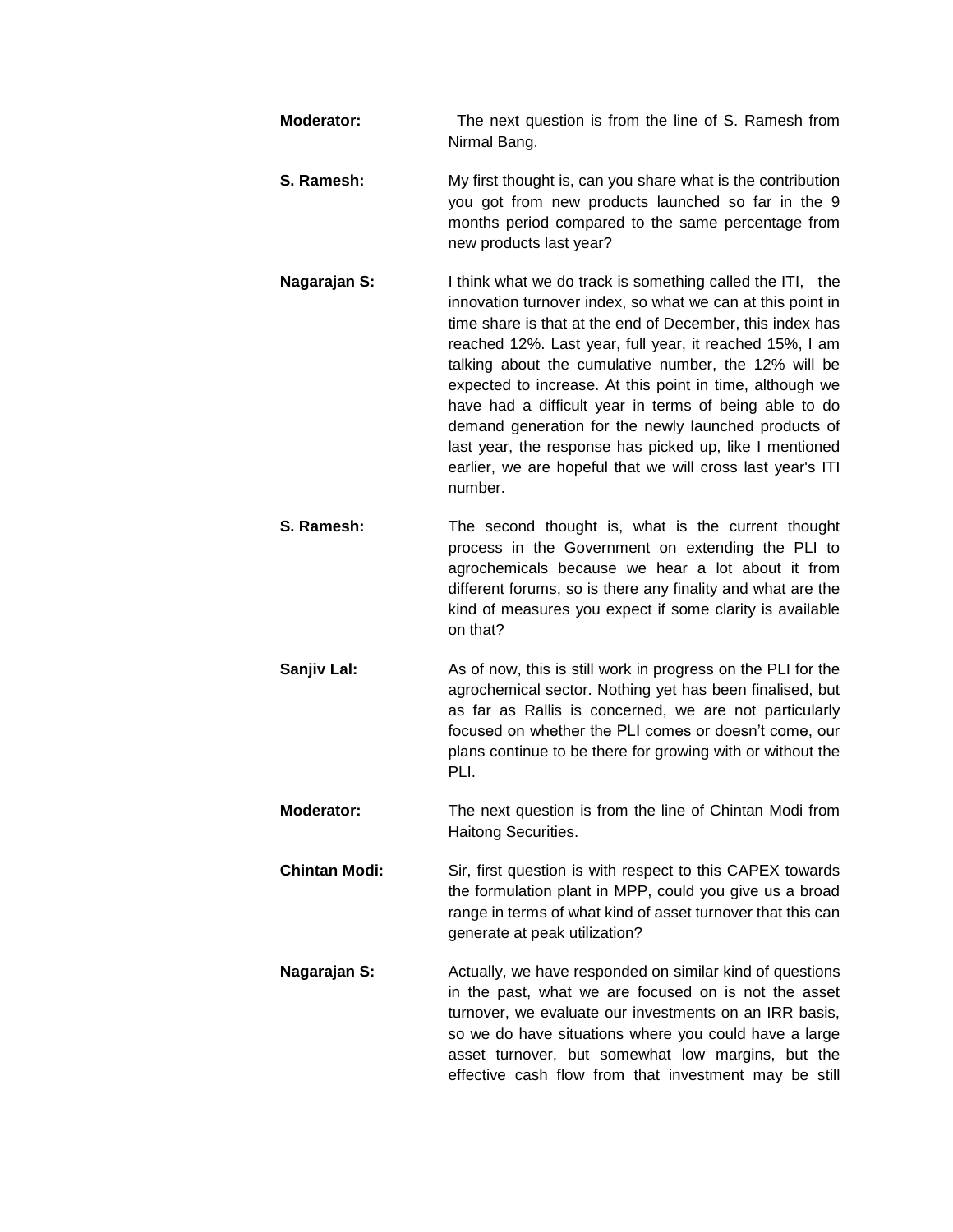**Moderator:** The next question is from the line of S. Ramesh from Nirmal Bang.

**S. Ramesh:** My first thought is, can you share what is the contribution you got from new products launched so far in the 9 months period compared to the same percentage from new products last year?

**Nagarajan S:** I think what we do track is something called the ITI, the innovation turnover index, so what we can at this point in time share is that at the end of December, this index has reached 12%. Last year, full year, it reached 15%, I am talking about the cumulative number, the 12% will be expected to increase. At this point in time, although we have had a difficult year in terms of being able to do demand generation for the newly launched products of last year, the response has picked up, like I mentioned earlier, we are hopeful that we will cross last year's ITI number.

**S. Ramesh:** The second thought is, what is the current thought process in the Government on extending the PLI to agrochemicals because we hear a lot about it from different forums, so is there any finality and what are the kind of measures you expect if some clarity is available on that?

**Sanjiv Lal:** As of now, this is still work in progress on the PLI for the agrochemical sector. Nothing yet has been finalised, but as far as Rallis is concerned, we are not particularly focused on whether the PLI comes or doesn't come, our plans continue to be there for growing with or without the PLI.

**Moderator:** The next question is from the line of Chintan Modi from Haitong Securities.

**Chintan Modi:** Sir, first question is with respect to this CAPEX towards the formulation plant in MPP, could you give us a broad range in terms of what kind of asset turnover that this can generate at peak utilization?

**Nagarajan S:** Actually, we have responded on similar kind of questions in the past, what we are focused on is not the asset turnover, we evaluate our investments on an IRR basis, so we do have situations where you could have a large asset turnover, but somewhat low margins, but the effective cash flow from that investment may be still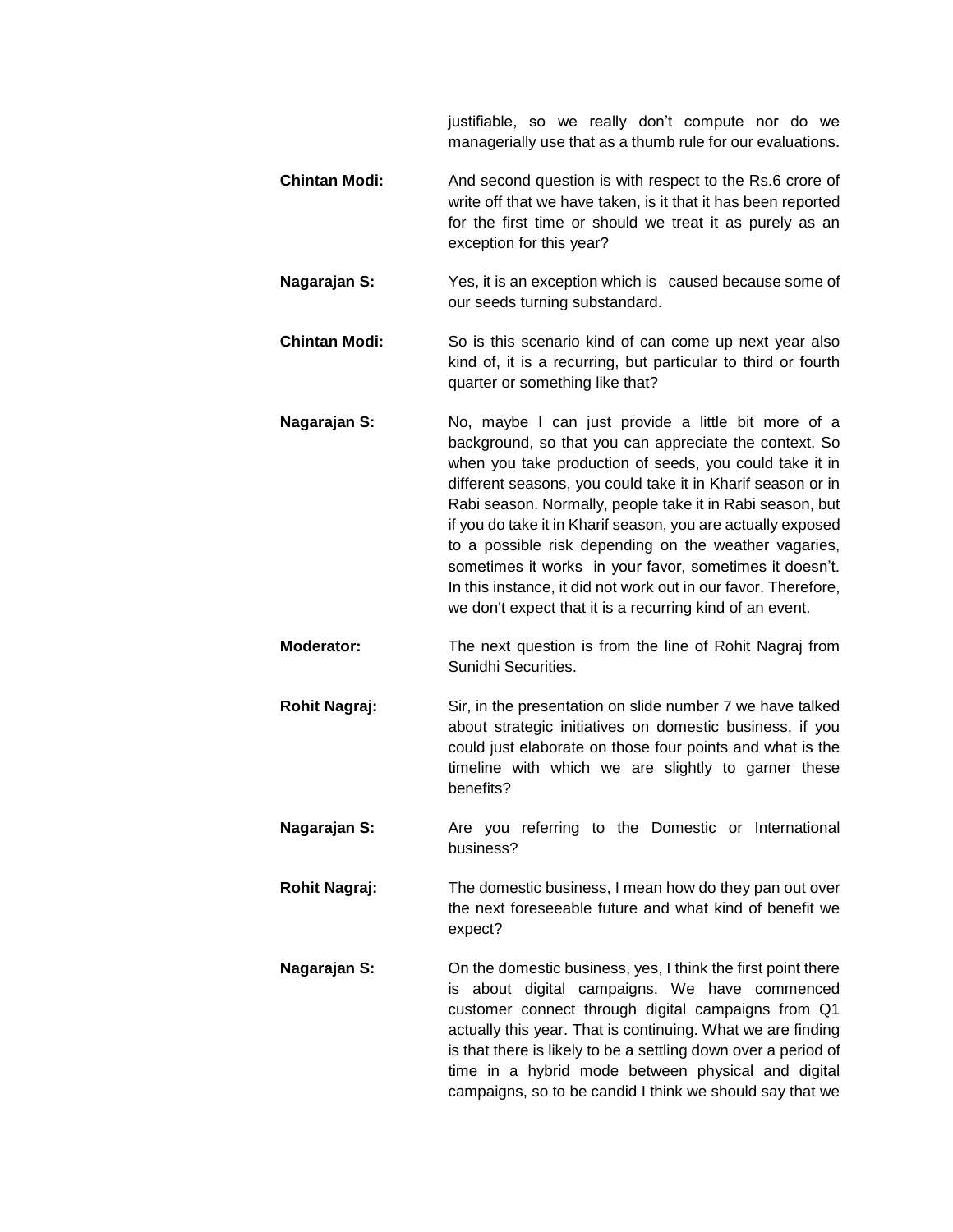justifiable, so we really don't compute nor do we managerially use that as a thumb rule for our evaluations.

**Chintan Modi:** And second question is with respect to the Rs.6 crore of write off that we have taken, is it that it has been reported for the first time or should we treat it as purely as an exception for this year?

**Nagarajan S:** Yes, it is an exception which is caused because some of our seeds turning substandard.

**Chintan Modi:** So is this scenario kind of can come up next year also kind of, it is a recurring, but particular to third or fourth quarter or something like that?

**Nagarajan S:** No, maybe I can just provide a little bit more of a background, so that you can appreciate the context. So when you take production of seeds, you could take it in different seasons, you could take it in Kharif season or in Rabi season. Normally, people take it in Rabi season, but if you do take it in Kharif season, you are actually exposed to a possible risk depending on the weather vagaries, sometimes it works in your favor, sometimes it doesn't. In this instance, it did not work out in our favor. Therefore, we don't expect that it is a recurring kind of an event.

**Moderator:** The next question is from the line of Rohit Nagraj from Sunidhi Securities.

**Rohit Nagraj:** Sir, in the presentation on slide number 7 we have talked about strategic initiatives on domestic business, if you could just elaborate on those four points and what is the timeline with which we are slightly to garner these benefits?

**Nagarajan S:** Are you referring to the Domestic or International business?

**Rohit Nagraj:** The domestic business, I mean how do they pan out over the next foreseeable future and what kind of benefit we expect?

**Nagarajan S:** On the domestic business, yes, I think the first point there is about digital campaigns. We have commenced customer connect through digital campaigns from Q1 actually this year. That is continuing. What we are finding is that there is likely to be a settling down over a period of time in a hybrid mode between physical and digital campaigns, so to be candid I think we should say that we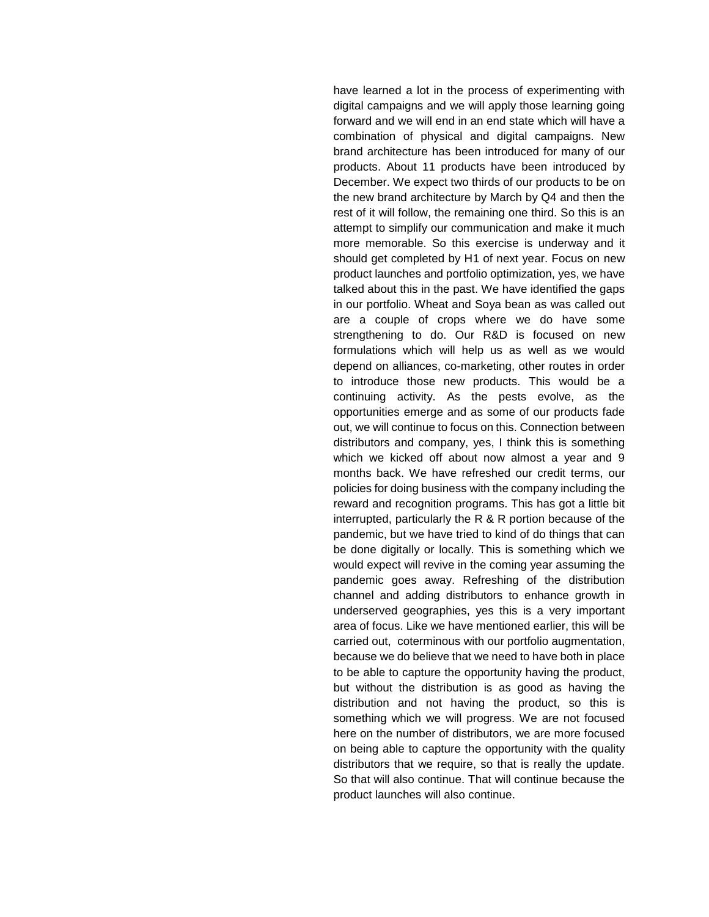have learned a lot in the process of experimenting with digital campaigns and we will apply those learning going forward and we will end in an end state which will have a combination of physical and digital campaigns. New brand architecture has been introduced for many of our products. About 11 products have been introduced by December. We expect two thirds of our products to be on the new brand architecture by March by Q4 and then the rest of it will follow, the remaining one third. So this is an attempt to simplify our communication and make it much more memorable. So this exercise is underway and it should get completed by H1 of next year. Focus on new product launches and portfolio optimization, yes, we have talked about this in the past. We have identified the gaps in our portfolio. Wheat and Soya bean as was called out are a couple of crops where we do have some strengthening to do. Our R&D is focused on new formulations which will help us as well as we would depend on alliances, co-marketing, other routes in order to introduce those new products. This would be a continuing activity. As the pests evolve, as the opportunities emerge and as some of our products fade out, we will continue to focus on this. Connection between distributors and company, yes, I think this is something which we kicked off about now almost a year and 9 months back. We have refreshed our credit terms, our policies for doing business with the company including the reward and recognition programs. This has got a little bit interrupted, particularly the R & R portion because of the pandemic, but we have tried to kind of do things that can be done digitally or locally. This is something which we would expect will revive in the coming year assuming the pandemic goes away. Refreshing of the distribution channel and adding distributors to enhance growth in underserved geographies, yes this is a very important area of focus. Like we have mentioned earlier, this will be carried out, coterminous with our portfolio augmentation, because we do believe that we need to have both in place to be able to capture the opportunity having the product, but without the distribution is as good as having the distribution and not having the product, so this is something which we will progress. We are not focused here on the number of distributors, we are more focused on being able to capture the opportunity with the quality distributors that we require, so that is really the update. So that will also continue. That will continue because the product launches will also continue.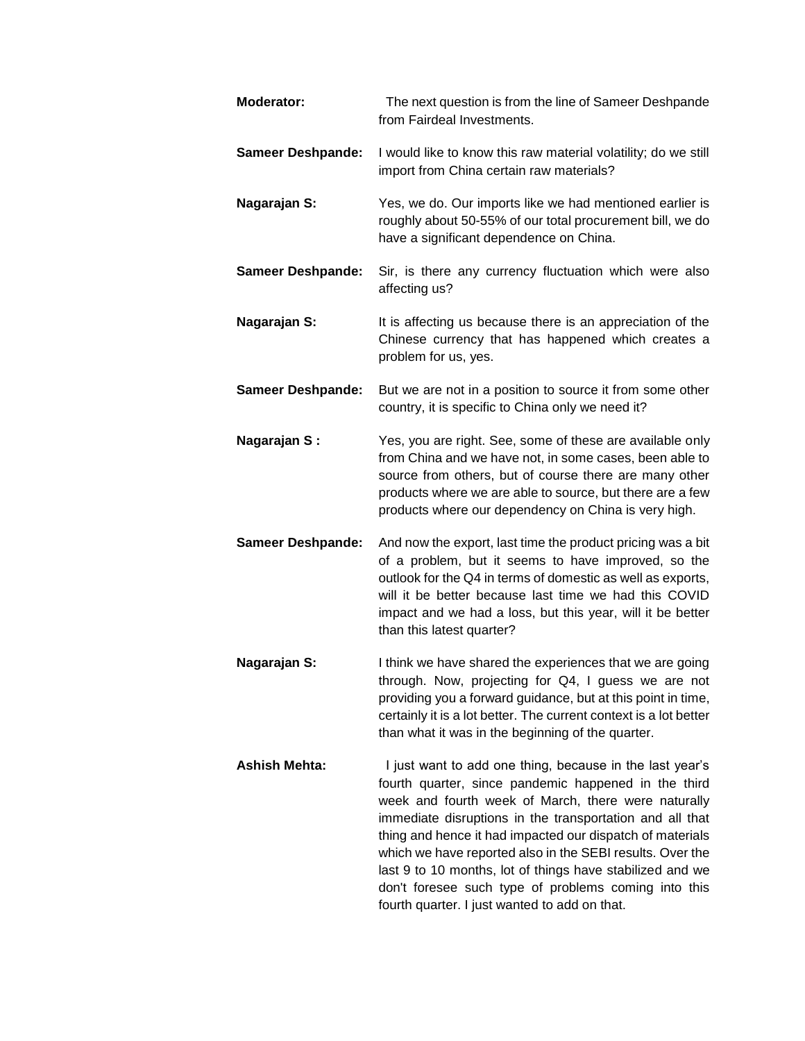**Moderator:** The next question is from the line of Sameer Deshpande from Fairdeal Investments.

**Sameer Deshpande:** I would like to know this raw material volatility; do we still import from China certain raw materials?

**Nagarajan S:** Yes, we do. Our imports like we had mentioned earlier is roughly about 50-55% of our total procurement bill, we do have a significant dependence on China.

**Sameer Deshpande:** Sir, is there any currency fluctuation which were also affecting us?

**Nagarajan S:** It is affecting us because there is an appreciation of the Chinese currency that has happened which creates a problem for us, yes.

**Sameer Deshpande:** But we are not in a position to source it from some other country, it is specific to China only we need it?

**Nagarajan S :** Yes, you are right. See, some of these are available only from China and we have not, in some cases, been able to source from others, but of course there are many other products where we are able to source, but there are a few products where our dependency on China is very high.

**Sameer Deshpande:** And now the export, last time the product pricing was a bit of a problem, but it seems to have improved, so the outlook for the Q4 in terms of domestic as well as exports, will it be better because last time we had this COVID impact and we had a loss, but this year, will it be better than this latest quarter?

**Nagarajan S:** I think we have shared the experiences that we are going through. Now, projecting for Q4, I guess we are not providing you a forward guidance, but at this point in time, certainly it is a lot better. The current context is a lot better than what it was in the beginning of the quarter.

**Ashish Mehta:** I just want to add one thing, because in the last year's fourth quarter, since pandemic happened in the third week and fourth week of March, there were naturally immediate disruptions in the transportation and all that thing and hence it had impacted our dispatch of materials which we have reported also in the SEBI results. Over the last 9 to 10 months, lot of things have stabilized and we don't foresee such type of problems coming into this fourth quarter. I just wanted to add on that.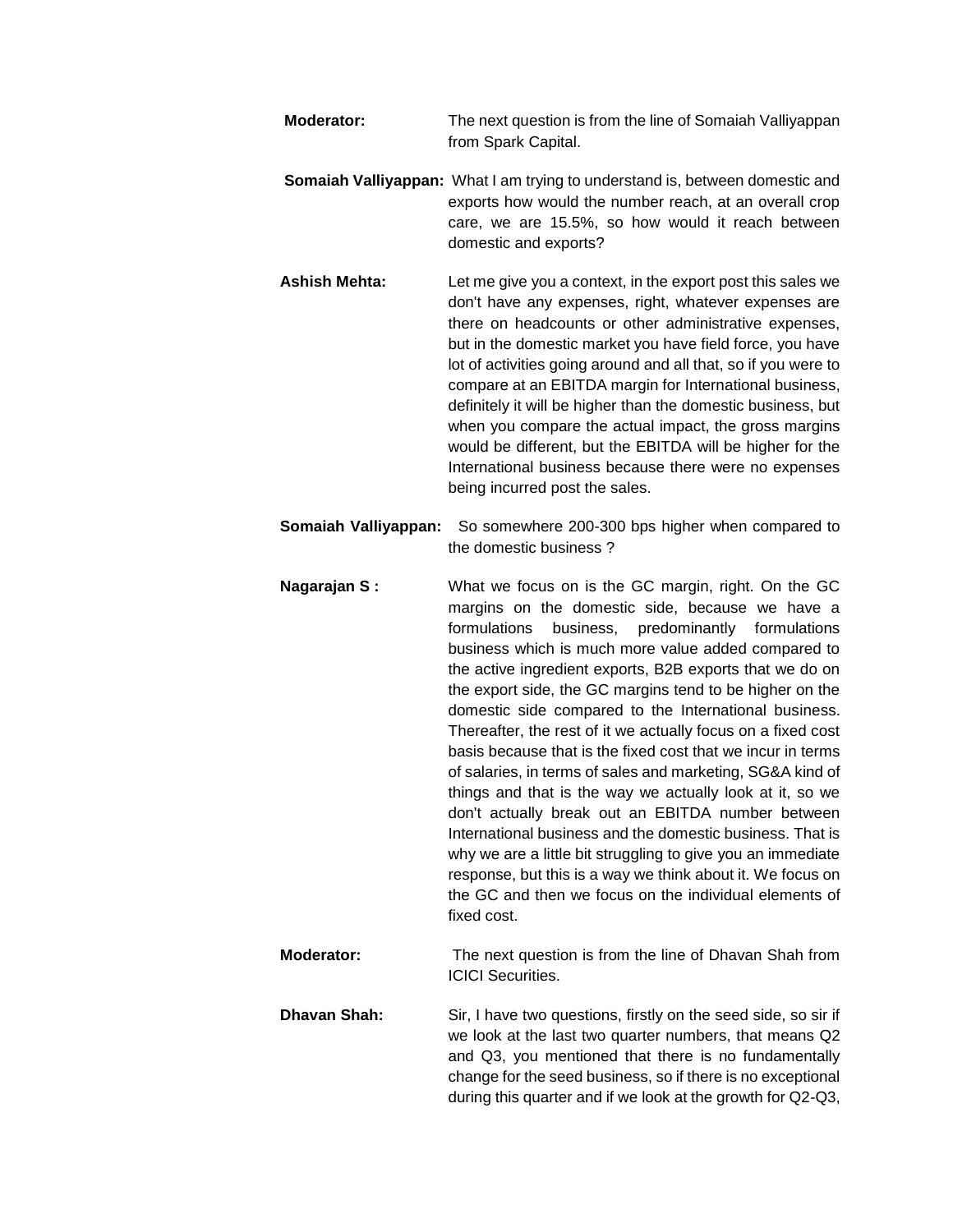**Moderator:** The next question is from the line of Somaiah Valliyappan from Spark Capital.

**Somaiah Valliyappan:** What I am trying to understand is, between domestic and exports how would the number reach, at an overall crop care, we are 15.5%, so how would it reach between domestic and exports?

**Ashish Mehta:** Let me give you a context, in the export post this sales we don't have any expenses, right, whatever expenses are there on headcounts or other administrative expenses, but in the domestic market you have field force, you have lot of activities going around and all that, so if you were to compare at an EBITDA margin for International business, definitely it will be higher than the domestic business, but when you compare the actual impact, the gross margins would be different, but the EBITDA will be higher for the International business because there were no expenses being incurred post the sales.

**Somaiah Valliyappan:** So somewhere 200-300 bps higher when compared to the domestic business ?

**Nagarajan S :** What we focus on is the GC margin, right. On the GC margins on the domestic side, because we have a formulations business, predominantly formulations business which is much more value added compared to the active ingredient exports, B2B exports that we do on the export side, the GC margins tend to be higher on the domestic side compared to the International business. Thereafter, the rest of it we actually focus on a fixed cost basis because that is the fixed cost that we incur in terms of salaries, in terms of sales and marketing, SG&A kind of things and that is the way we actually look at it, so we don't actually break out an EBITDA number between International business and the domestic business. That is why we are a little bit struggling to give you an immediate response, but this is a way we think about it. We focus on the GC and then we focus on the individual elements of fixed cost.

**Moderator:** The next question is from the line of Dhavan Shah from ICICI Securities.

**Dhavan Shah:** Sir, I have two questions, firstly on the seed side, so sir if we look at the last two quarter numbers, that means Q2 and Q3, you mentioned that there is no fundamentally change for the seed business, so if there is no exceptional during this quarter and if we look at the growth for Q2-Q3,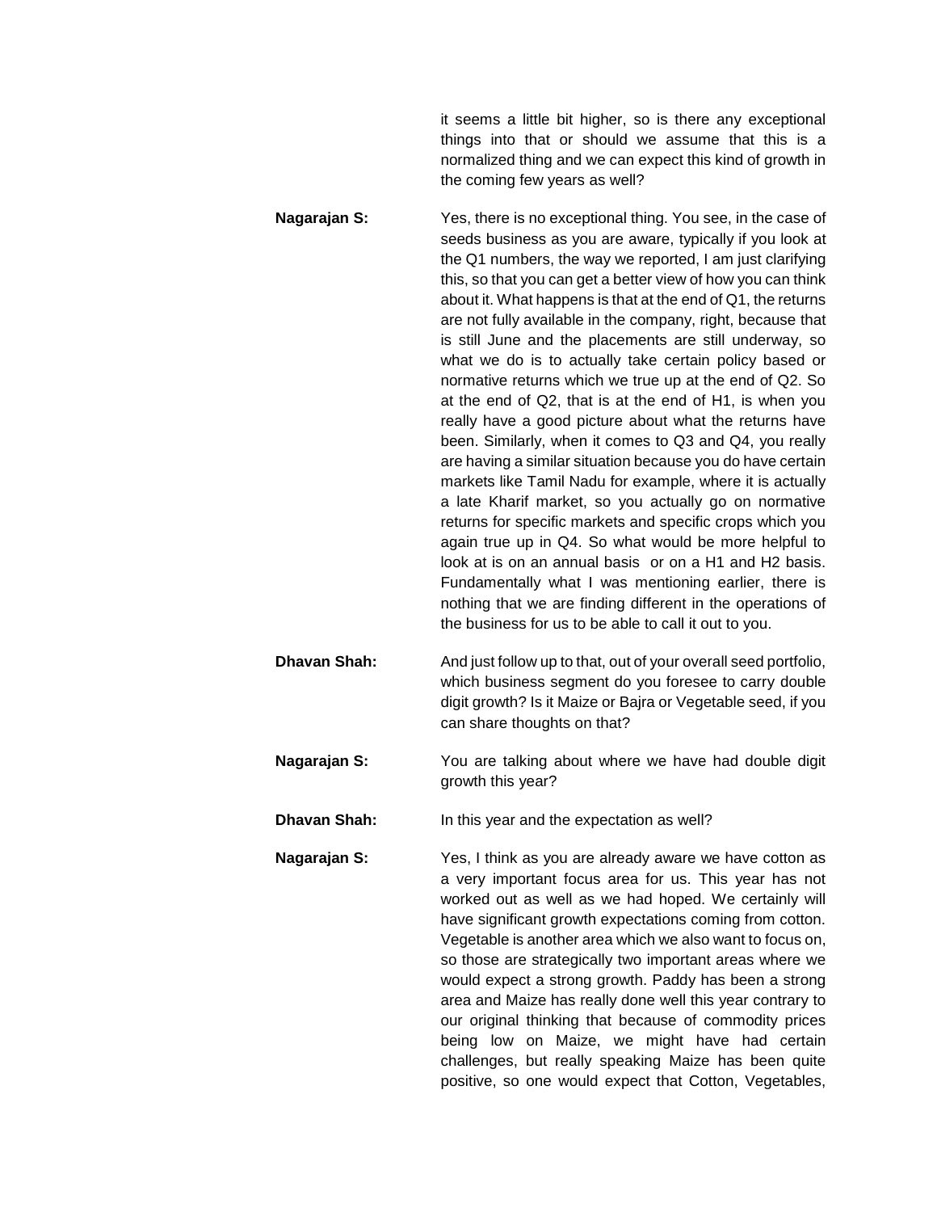it seems a little bit higher, so is there any exceptional things into that or should we assume that this is a normalized thing and we can expect this kind of growth in the coming few years as well?

**Nagarajan S:** Yes, there is no exceptional thing. You see, in the case of seeds business as you are aware, typically if you look at the Q1 numbers, the way we reported, I am just clarifying this, so that you can get a better view of how you can think about it. What happens is that at the end of Q1, the returns are not fully available in the company, right, because that is still June and the placements are still underway, so what we do is to actually take certain policy based or normative returns which we true up at the end of Q2. So at the end of Q2, that is at the end of H1, is when you really have a good picture about what the returns have been. Similarly, when it comes to Q3 and Q4, you really are having a similar situation because you do have certain markets like Tamil Nadu for example, where it is actually a late Kharif market, so you actually go on normative returns for specific markets and specific crops which you again true up in Q4. So what would be more helpful to look at is on an annual basis or on a H1 and H2 basis. Fundamentally what I was mentioning earlier, there is nothing that we are finding different in the operations of the business for us to be able to call it out to you.

**Dhavan Shah:** And just follow up to that, out of your overall seed portfolio, which business segment do you foresee to carry double digit growth? Is it Maize or Bajra or Vegetable seed, if you can share thoughts on that?

**Nagarajan S:** You are talking about where we have had double digit growth this year?

**Dhavan Shah:** In this year and the expectation as well?

**Nagarajan S:** Yes, I think as you are already aware we have cotton as a very important focus area for us. This year has not worked out as well as we had hoped. We certainly will have significant growth expectations coming from cotton. Vegetable is another area which we also want to focus on, so those are strategically two important areas where we would expect a strong growth. Paddy has been a strong area and Maize has really done well this year contrary to our original thinking that because of commodity prices being low on Maize, we might have had certain challenges, but really speaking Maize has been quite positive, so one would expect that Cotton, Vegetables,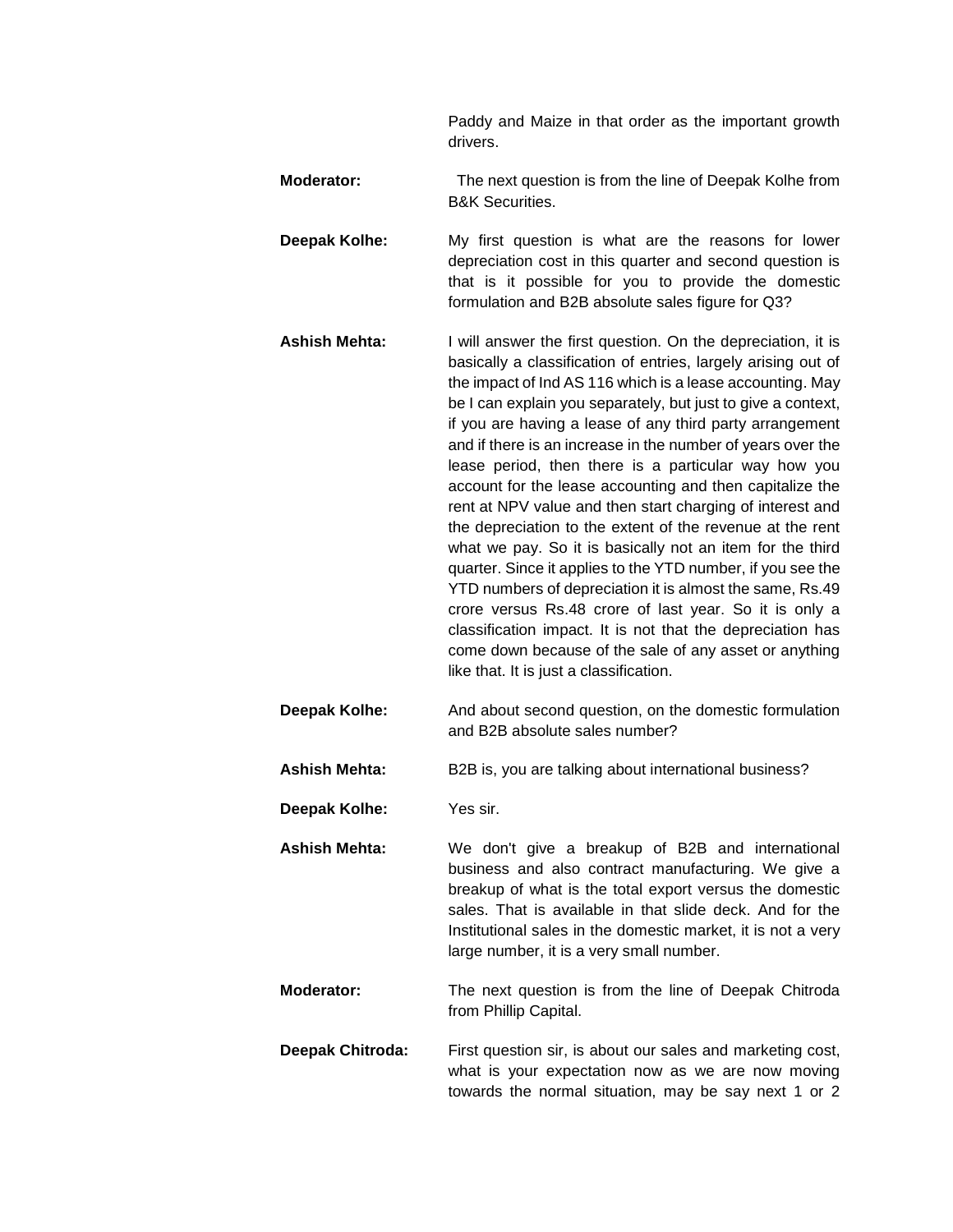Paddy and Maize in that order as the important growth drivers.

**Moderator:** The next question is from the line of Deepak Kolhe from B&K Securities.

**Deepak Kolhe:** My first question is what are the reasons for lower depreciation cost in this quarter and second question is that is it possible for you to provide the domestic formulation and B2B absolute sales figure for Q3?

**Ashish Mehta:** I will answer the first question. On the depreciation, it is basically a classification of entries, largely arising out of the impact of Ind AS 116 which is a lease accounting. May be I can explain you separately, but just to give a context, if you are having a lease of any third party arrangement and if there is an increase in the number of years over the lease period, then there is a particular way how you account for the lease accounting and then capitalize the rent at NPV value and then start charging of interest and the depreciation to the extent of the revenue at the rent what we pay. So it is basically not an item for the third quarter. Since it applies to the YTD number, if you see the YTD numbers of depreciation it is almost the same, Rs.49 crore versus Rs.48 crore of last year. So it is only a classification impact. It is not that the depreciation has come down because of the sale of any asset or anything like that. It is just a classification.

**Deepak Kolhe:** And about second question, on the domestic formulation and B2B absolute sales number?

**Ashish Mehta:** B2B is, you are talking about international business?

**Deepak Kolhe:** Yes sir.

**Ashish Mehta:** We don't give a breakup of B2B and international business and also contract manufacturing. We give a breakup of what is the total export versus the domestic sales. That is available in that slide deck. And for the Institutional sales in the domestic market, it is not a very large number, it is a very small number.

**Moderator:** The next question is from the line of Deepak Chitroda from Phillip Capital.

**Deepak Chitroda:** First question sir, is about our sales and marketing cost, what is your expectation now as we are now moving towards the normal situation, may be say next 1 or 2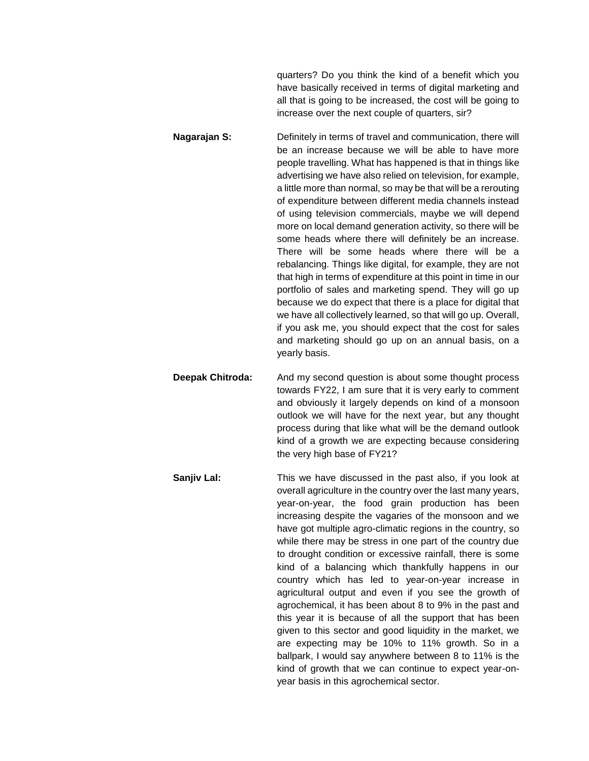quarters? Do you think the kind of a benefit which you have basically received in terms of digital marketing and all that is going to be increased, the cost will be going to increase over the next couple of quarters, sir?

**Nagarajan S:** Definitely in terms of travel and communication, there will be an increase because we will be able to have more people travelling. What has happened is that in things like advertising we have also relied on television, for example, a little more than normal, so may be that will be a rerouting of expenditure between different media channels instead of using television commercials, maybe we will depend more on local demand generation activity, so there will be some heads where there will definitely be an increase. There will be some heads where there will be a rebalancing. Things like digital, for example, they are not that high in terms of expenditure at this point in time in our portfolio of sales and marketing spend. They will go up because we do expect that there is a place for digital that we have all collectively learned, so that will go up. Overall, if you ask me, you should expect that the cost for sales and marketing should go up on an annual basis, on a yearly basis.

**Deepak Chitroda:** And my second question is about some thought process towards FY22, I am sure that it is very early to comment and obviously it largely depends on kind of a monsoon outlook we will have for the next year, but any thought process during that like what will be the demand outlook kind of a growth we are expecting because considering the very high base of FY21?

**Sanjiv Lal:** This we have discussed in the past also, if you look at overall agriculture in the country over the last many years, year-on-year, the food grain production has been increasing despite the vagaries of the monsoon and we have got multiple agro-climatic regions in the country, so while there may be stress in one part of the country due to drought condition or excessive rainfall, there is some kind of a balancing which thankfully happens in our country which has led to year-on-year increase in agricultural output and even if you see the growth of agrochemical, it has been about 8 to 9% in the past and this year it is because of all the support that has been given to this sector and good liquidity in the market, we are expecting may be 10% to 11% growth. So in a ballpark, I would say anywhere between 8 to 11% is the kind of growth that we can continue to expect year-on-year basis in this agrochemical sector.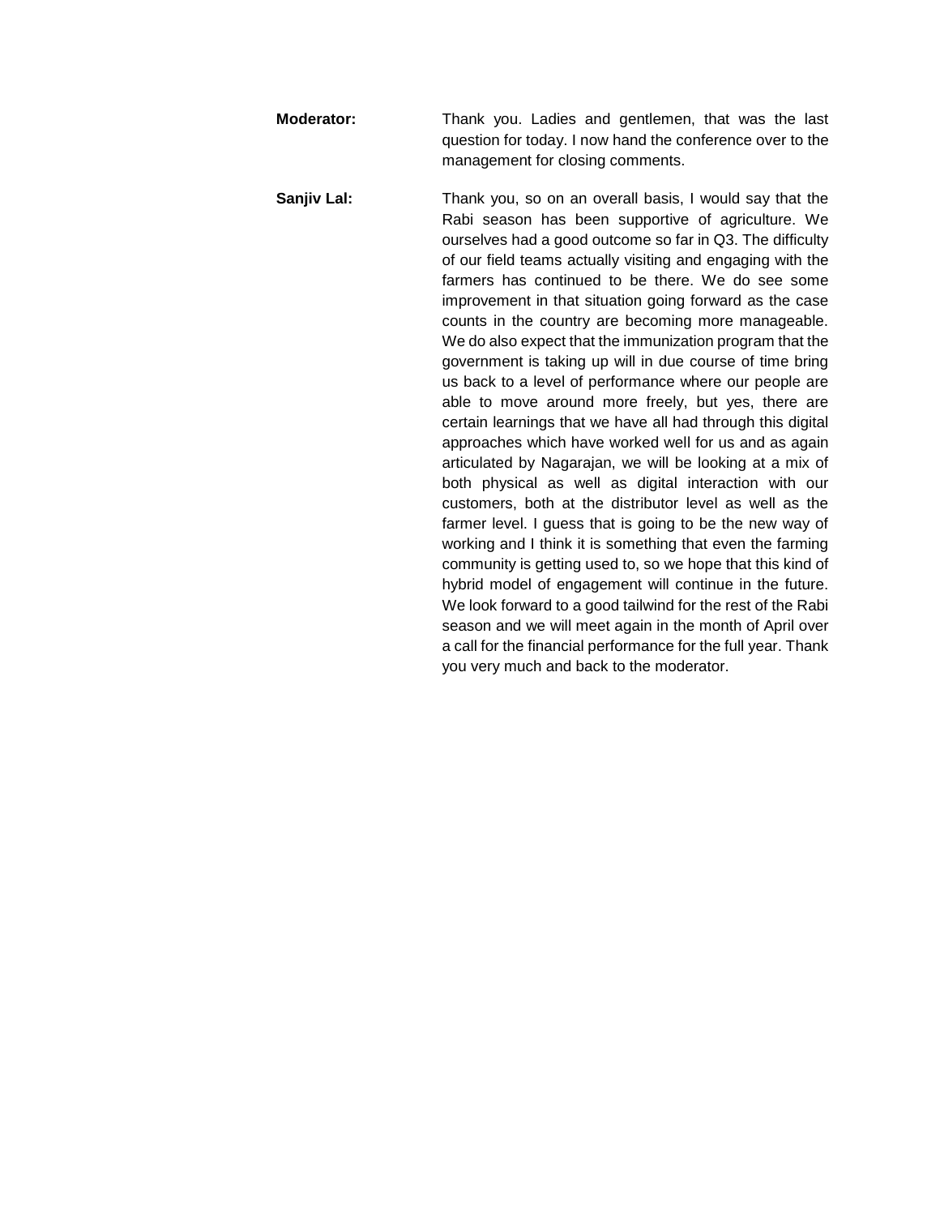**Moderator:** Thank you. Ladies and gentlemen, that was the last question for today. I now hand the conference over to the management for closing comments.

**Sanjiv Lal:** Thank you, so on an overall basis, I would say that the Rabi season has been supportive of agriculture. We ourselves had a good outcome so far in Q3. The difficulty of our field teams actually visiting and engaging with the farmers has continued to be there. We do see some improvement in that situation going forward as the case counts in the country are becoming more manageable. We do also expect that the immunization program that the government is taking up will in due course of time bring us back to a level of performance where our people are able to move around more freely, but yes, there are certain learnings that we have all had through this digital approaches which have worked well for us and as again articulated by Nagarajan, we will be looking at a mix of both physical as well as digital interaction with our customers, both at the distributor level as well as the farmer level. I guess that is going to be the new way of working and I think it is something that even the farming community is getting used to, so we hope that this kind of hybrid model of engagement will continue in the future. We look forward to a good tailwind for the rest of the Rabi season and we will meet again in the month of April over a call for the financial performance for the full year. Thank you very much and back to the moderator.